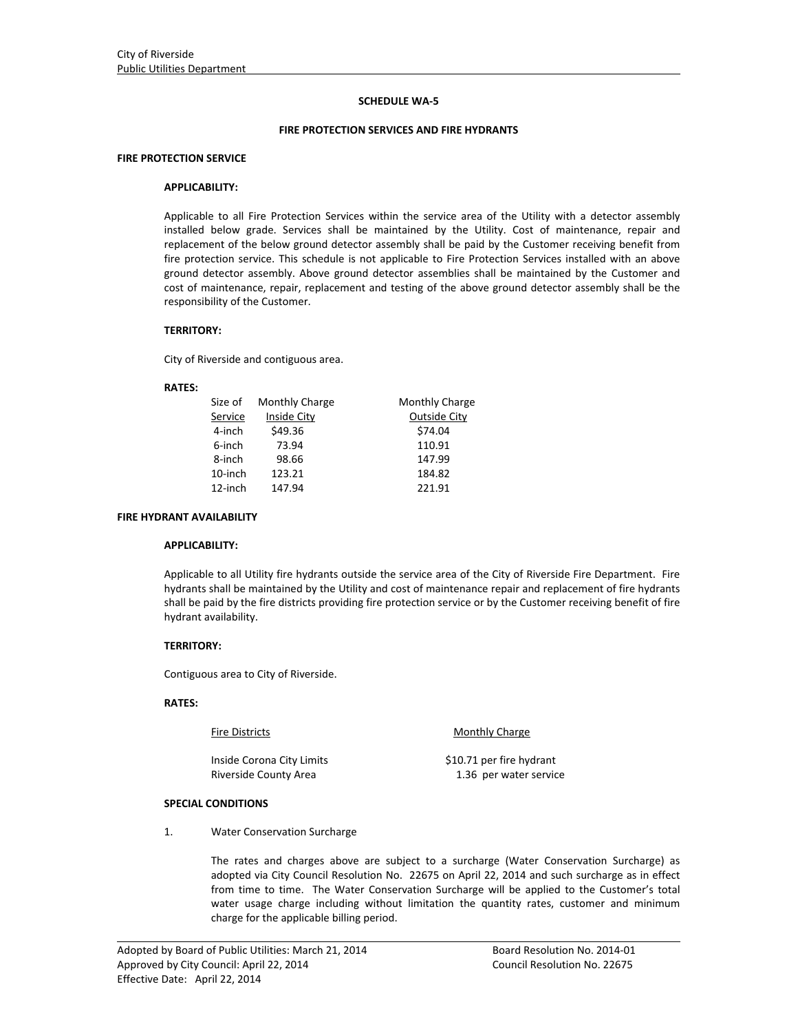## SCHEDULE WA-5

## FIRE PROTECTION SERVICES AND FIRE HYDRANTS

### FIRE PROTECTION SERVICE

**APPLICABILITY:**

Applicable to all Fire Protection Services within the service area of the Utility with a detector assembly installed below grade. Services shall be maintained by the Utility. Cost of maintenance, repair and replacement of the below ground detector assembly shall be paid by the Customer receiving benefit from fire protection service. This schedule is not applicable to Fire Protection Services installed with an above ground detector assembly. Above ground detector assemblies shall be maintained by the Customer and cost of maintenance, repair, replacement and testing of the above ground detector assembly shall be the responsibility of the Customer.

**TERRITORY:**

City of Riverside and contiguous area.

**RATES:**

| Size of Service | Monthly Charge Inside City | Monthly Charge Outside City |
|---|---|---|
| 4-inch | $49.36 | $74.04 |
| 6-inch | 73.94 | 110.91 |
| 8-inch | 98.66 | 147.99 |
| 10-inch | 123.21 | 184.82 |
| 12-inch | 147.94 | 221.91 |

### FIRE HYDRANT AVAILABILITY

**APPLICABILITY:**

Applicable to all Utility fire hydrants outside the service area of the City of Riverside Fire Department. Fire hydrants shall be maintained by the Utility and cost of maintenance repair and replacement of fire hydrants shall be paid by the fire districts providing fire protection service or by the Customer receiving benefit of fire hydrant availability.

**TERRITORY:**

Contiguous area to City of Riverside.

**RATES:**

| Fire Districts | Monthly Charge |
|---|---|
| Inside Corona City Limits | $10.71 per fire hydrant |
| Riverside County Area | 1.36 per water service |

**SPECIAL CONDITIONS**

1. Water Conservation Surcharge

   The rates and charges above are subject to a surcharge (Water Conservation Surcharge) as adopted via City Council Resolution No. 22675 on April 22, 2014 and such surcharge as in effect from time to time. The Water Conservation Surcharge will be applied to the Customer's total water usage charge including without limitation the quantity rates, customer and minimum charge for the applicable billing period.

Adopted by Board of Public Utilities: March 21, 2014 — Board Resolution No. 2014-01
Approved by City Council: April 22, 2014 — Council Resolution No. 22675
Effective Date: April 22, 2014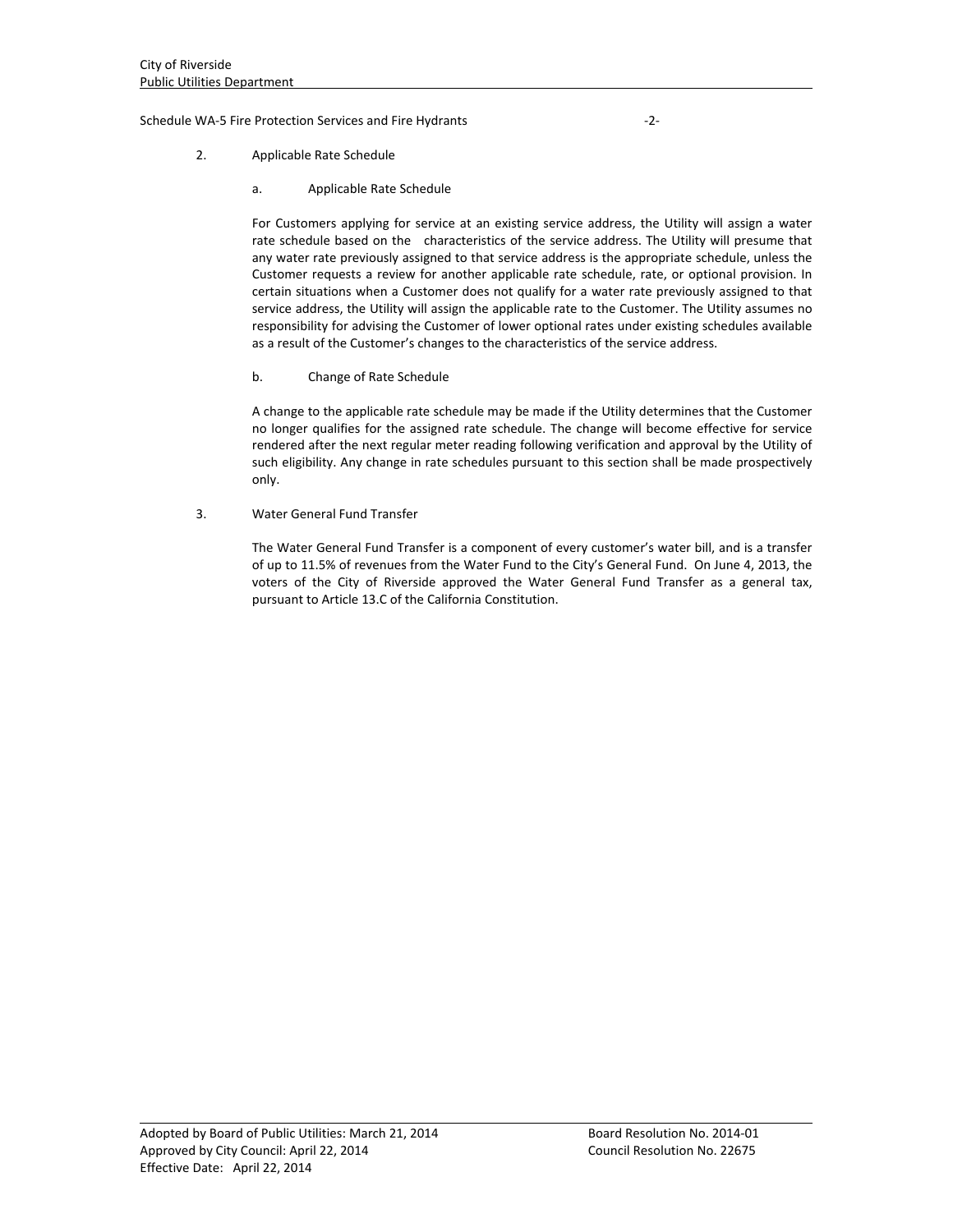2. Applicable Rate Schedule

a. Applicable Rate Schedule

For Customers applying for service at an existing service address, the Utility will assign a water rate schedule based on the characteristics of the service address. The Utility will presume that any water rate previously assigned to that service address is the appropriate schedule, unless the Customer requests a review for another applicable rate schedule, rate, or optional provision. In certain situations when a Customer does not qualify for a water rate previously assigned to that service address, the Utility will assign the applicable rate to the Customer. The Utility assumes no responsibility for advising the Customer of lower optional rates under existing schedules available as a result of the Customer's changes to the characteristics of the service address.

b. Change of Rate Schedule

A change to the applicable rate schedule may be made if the Utility determines that the Customer no longer qualifies for the assigned rate schedule. The change will become effective for service rendered after the next regular meter reading following verification and approval by the Utility of such eligibility. Any change in rate schedules pursuant to this section shall be made prospectively only.

3. Water General Fund Transfer

The Water General Fund Transfer is a component of every customer's water bill, and is a transfer of up to 11.5% of revenues from the Water Fund to the City's General Fund. On June 4, 2013, the voters of the City of Riverside approved the Water General Fund Transfer as a general tax, pursuant to Article 13.C of the California Constitution.

Adopted by Board of Public Utilities: March 21, 2014 — Board Resolution No. 2014-01
Approved by City Council: April 22, 2014 — Council Resolution No. 22675
Effective Date: April 22, 2014